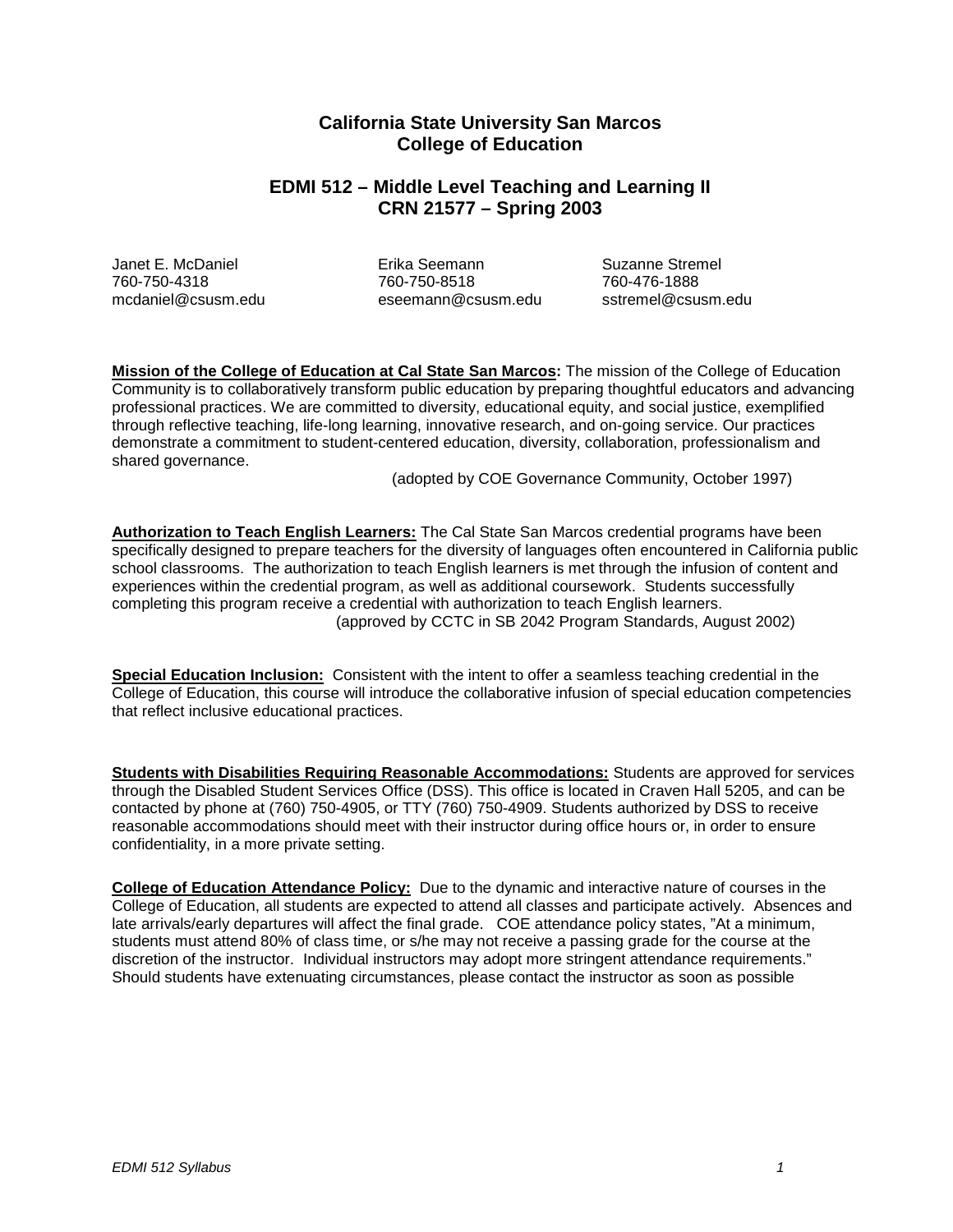# California State University San Marcos
# College of Education

## EDMI 512 – Middle Level Teaching and Learning II
## CRN 21577 – Spring 2003

| Janet E. McDaniel | Erika Seemann | Suzanne Stremel |
|---|---|---|
| 760-750-4318 | 760-750-8518 | 760-476-1888 |
| mcdaniel@csusm.edu | eseemann@csusm.edu | sstremel@csusm.edu |

**Mission of the College of Education at Cal State San Marcos:** The mission of the College of Education Community is to collaboratively transform public education by preparing thoughtful educators and advancing professional practices. We are committed to diversity, educational equity, and social justice, exemplified through reflective teaching, life-long learning, innovative research, and on-going service. Our practices demonstrate a commitment to student-centered education, diversity, collaboration, professionalism and shared governance.

(adopted by COE Governance Community, October 1997)

**Authorization to Teach English Learners:** The Cal State San Marcos credential programs have been specifically designed to prepare teachers for the diversity of languages often encountered in California public school classrooms. The authorization to teach English learners is met through the infusion of content and experiences within the credential program, as well as additional coursework. Students successfully completing this program receive a credential with authorization to teach English learners.

(approved by CCTC in SB 2042 Program Standards, August 2002)

**Special Education Inclusion:** Consistent with the intent to offer a seamless teaching credential in the College of Education, this course will introduce the collaborative infusion of special education competencies that reflect inclusive educational practices.

**Students with Disabilities Requiring Reasonable Accommodations:** Students are approved for services through the Disabled Student Services Office (DSS). This office is located in Craven Hall 5205, and can be contacted by phone at (760) 750-4905, or TTY (760) 750-4909. Students authorized by DSS to receive reasonable accommodations should meet with their instructor during office hours or, in order to ensure confidentiality, in a more private setting.

**College of Education Attendance Policy:** Due to the dynamic and interactive nature of courses in the College of Education, all students are expected to attend all classes and participate actively. Absences and late arrivals/early departures will affect the final grade. COE attendance policy states, "At a minimum, students must attend 80% of class time, or s/he may not receive a passing grade for the course at the discretion of the instructor. Individual instructors may adopt more stringent attendance requirements." Should students have extenuating circumstances, please contact the instructor as soon as possible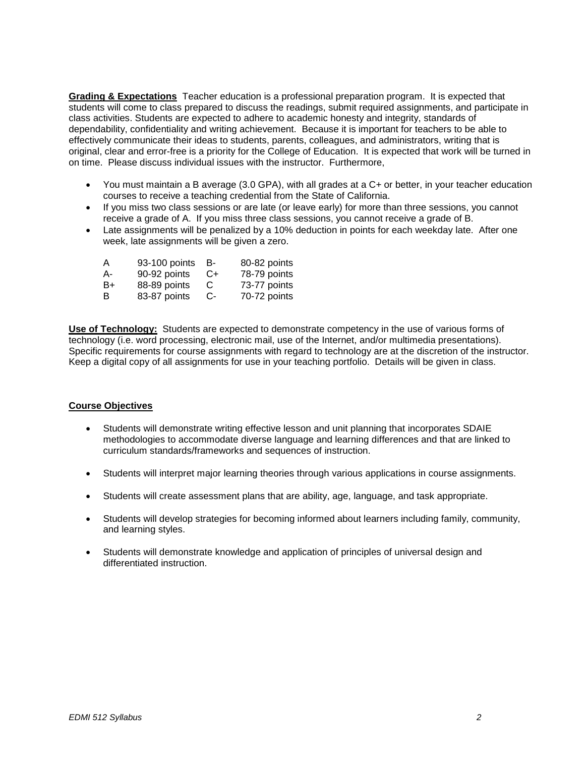**Grading & Expectations** Teacher education is a professional preparation program. It is expected that students will come to class prepared to discuss the readings, submit required assignments, and participate in class activities. Students are expected to adhere to academic honesty and integrity, standards of dependability, confidentiality and writing achievement. Because it is important for teachers to be able to effectively communicate their ideas to students, parents, colleagues, and administrators, writing that is original, clear and error-free is a priority for the College of Education. It is expected that work will be turned in on time. Please discuss individual issues with the instructor. Furthermore,

- You must maintain a B average (3.0 GPA), with all grades at a C+ or better, in your teacher education courses to receive a teaching credential from the State of California.
- If you miss two class sessions or are late (or leave early) for more than three sessions, you cannot receive a grade of A. If you miss three class sessions, you cannot receive a grade of B.
- Late assignments will be penalized by a 10% deduction in points for each weekday late. After one week, late assignments will be given a zero.

| | | | |
|---|---|---|---|
| A | 93-100 points | B- | 80-82 points |
| A- | 90-92 points | C+ | 78-79 points |
| B+ | 88-89 points | C | 73-77 points |
| B | 83-87 points | C- | 70-72 points |

**Use of Technology:** Students are expected to demonstrate competency in the use of various forms of technology (i.e. word processing, electronic mail, use of the Internet, and/or multimedia presentations). Specific requirements for course assignments with regard to technology are at the discretion of the instructor. Keep a digital copy of all assignments for use in your teaching portfolio. Details will be given in class.

**Course Objectives**

- Students will demonstrate writing effective lesson and unit planning that incorporates SDAIE methodologies to accommodate diverse language and learning differences and that are linked to curriculum standards/frameworks and sequences of instruction.
- Students will interpret major learning theories through various applications in course assignments.
- Students will create assessment plans that are ability, age, language, and task appropriate.
- Students will develop strategies for becoming informed about learners including family, community, and learning styles.
- Students will demonstrate knowledge and application of principles of universal design and differentiated instruction.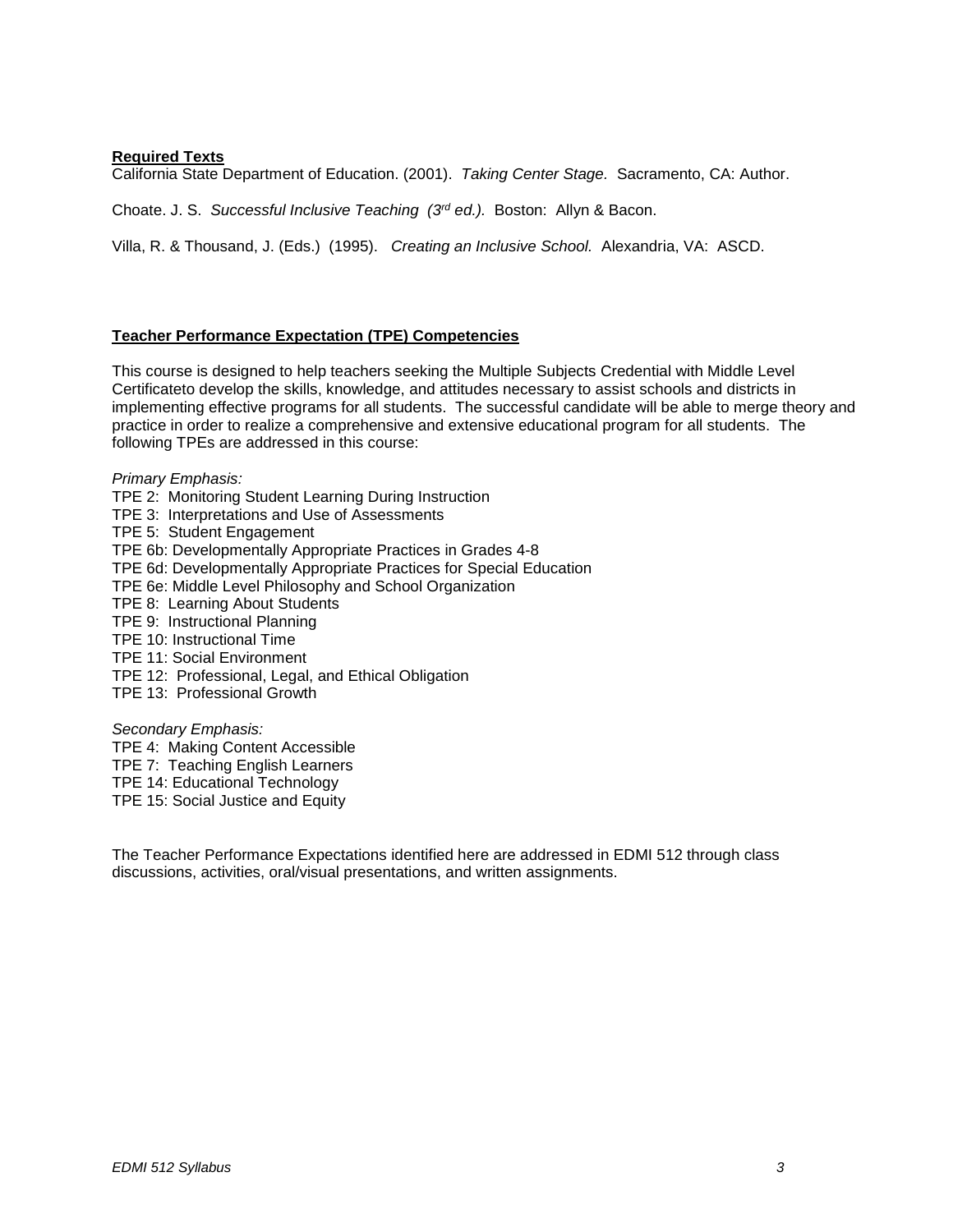**Required Texts**

California State Department of Education. (2001). *Taking Center Stage.* Sacramento, CA: Author.

Choate. J. S. *Successful Inclusive Teaching (3rd ed.).* Boston: Allyn & Bacon.

Villa, R. & Thousand, J. (Eds.) (1995). *Creating an Inclusive School.* Alexandria, VA: ASCD.

**Teacher Performance Expectation (TPE) Competencies**

This course is designed to help teachers seeking the Multiple Subjects Credential with Middle Level Certificateto develop the skills, knowledge, and attitudes necessary to assist schools and districts in implementing effective programs for all students. The successful candidate will be able to merge theory and practice in order to realize a comprehensive and extensive educational program for all students. The following TPEs are addressed in this course:

*Primary Emphasis:*

TPE 2: Monitoring Student Learning During Instruction
TPE 3: Interpretations and Use of Assessments
TPE 5: Student Engagement
TPE 6b: Developmentally Appropriate Practices in Grades 4-8
TPE 6d: Developmentally Appropriate Practices for Special Education
TPE 6e: Middle Level Philosophy and School Organization
TPE 8: Learning About Students
TPE 9: Instructional Planning
TPE 10: Instructional Time
TPE 11: Social Environment
TPE 12: Professional, Legal, and Ethical Obligation
TPE 13: Professional Growth

*Secondary Emphasis:*

TPE 4: Making Content Accessible
TPE 7: Teaching English Learners
TPE 14: Educational Technology
TPE 15: Social Justice and Equity

The Teacher Performance Expectations identified here are addressed in EDMI 512 through class discussions, activities, oral/visual presentations, and written assignments.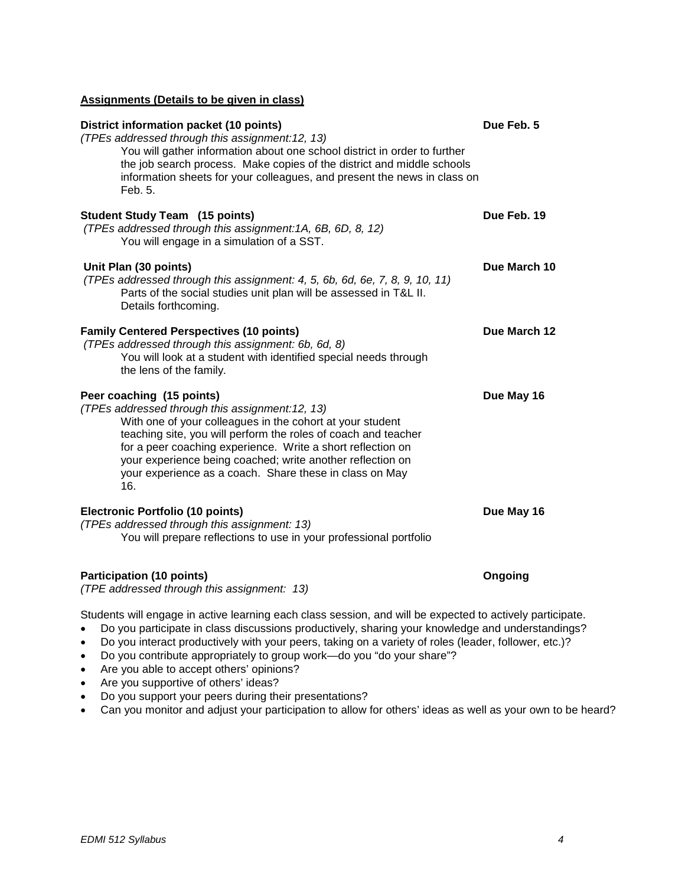**Assignments (Details to be given in class)**

**District information packet (10 points)** — **Due Feb. 5**

*(TPEs addressed through this assignment:12, 13)*

You will gather information about one school district in order to further the job search process. Make copies of the district and middle schools information sheets for your colleagues, and present the news in class on Feb. 5.

**Student Study Team (15 points)** — **Due Feb. 19**

*(TPEs addressed through this assignment:1A, 6B, 6D, 8, 12)*

You will engage in a simulation of a SST.

**Unit Plan (30 points)** — **Due March 10**

*(TPEs addressed through this assignment: 4, 5, 6b, 6d, 6e, 7, 8, 9, 10, 11)*

Parts of the social studies unit plan will be assessed in T&L II. Details forthcoming.

**Family Centered Perspectives (10 points)** — **Due March 12**

*(TPEs addressed through this assignment: 6b, 6d, 8)*

You will look at a student with identified special needs through the lens of the family.

**Peer coaching (15 points)** — **Due May 16**

*(TPEs addressed through this assignment:12, 13)*

With one of your colleagues in the cohort at your student teaching site, you will perform the roles of coach and teacher for a peer coaching experience. Write a short reflection on your experience being coached; write another reflection on your experience as a coach. Share these in class on May 16.

**Electronic Portfolio (10 points)** — **Due May 16**

*(TPEs addressed through this assignment: 13)*

You will prepare reflections to use in your professional portfolio

**Participation (10 points)** — **Ongoing**

*(TPE addressed through this assignment: 13)*

Students will engage in active learning each class session, and will be expected to actively participate.

- Do you participate in class discussions productively, sharing your knowledge and understandings?
- Do you interact productively with your peers, taking on a variety of roles (leader, follower, etc.)?
- Do you contribute appropriately to group work—do you "do your share"?
- Are you able to accept others' opinions?
- Are you supportive of others' ideas?
- Do you support your peers during their presentations?
- Can you monitor and adjust your participation to allow for others' ideas as well as your own to be heard?